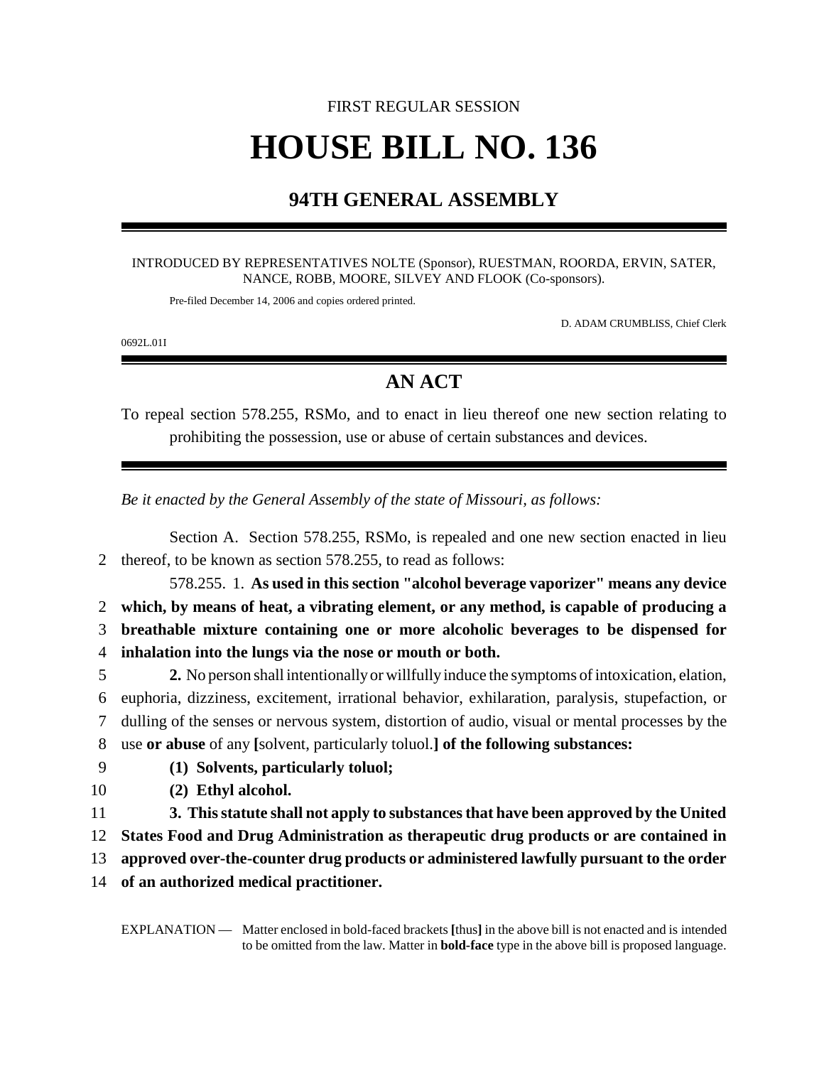FIRST REGULAR SESSION

# HOUSE BILL NO. 136

## 94TH GENERAL ASSEMBLY

INTRODUCED BY REPRESENTATIVES NOLTE (Sponsor), RUESTMAN, ROORDA, ERVIN, SATER, NANCE, ROBB, MOORE, SILVEY AND FLOOK (Co-sponsors).

Pre-filed December 14, 2006 and copies ordered printed.

D. ADAM CRUMBLISS, Chief Clerk

0692L.01I

## AN ACT

To repeal section 578.255, RSMo, and to enact in lieu thereof one new section relating to prohibiting the possession, use or abuse of certain substances and devices.

*Be it enacted by the General Assembly of the state of Missouri, as follows:*

Section A. Section 578.255, RSMo, is repealed and one new section enacted in lieu thereof, to be known as section 578.255, to read as follows:

578.255. 1. **As used in this section "alcohol beverage vaporizer" means any device which, by means of heat, a vibrating element, or any method, is capable of producing a breathable mixture containing one or more alcoholic beverages to be dispensed for inhalation into the lungs via the nose or mouth or both.**

**2.** No person shall intentionally or willfully induce the symptoms of intoxication, elation, euphoria, dizziness, excitement, irrational behavior, exhilaration, paralysis, stupefaction, or dulling of the senses or nervous system, distortion of audio, visual or mental processes by the use **or abuse** of any **[**solvent, particularly toluol.**]** **of the following substances:**

**(1) Solvents, particularly toluol;**

**(2) Ethyl alcohol.**

**3. This statute shall not apply to substances that have been approved by the United States Food and Drug Administration as therapeutic drug products or are contained in approved over-the-counter drug products or administered lawfully pursuant to the order of an authorized medical practitioner.**

EXPLANATION — Matter enclosed in bold-faced brackets **[**thus**]** in the above bill is not enacted and is intended to be omitted from the law. Matter in **bold-face** type in the above bill is proposed language.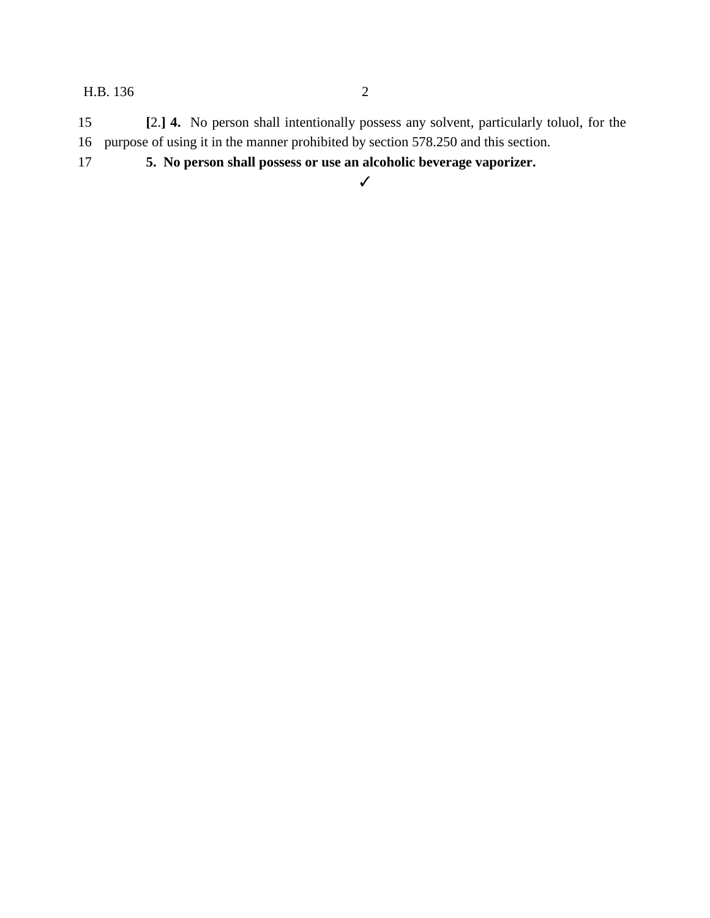15 **[**2.**] 4.** No person shall intentionally possess any solvent, particularly toluol, for the
16 purpose of using it in the manner prohibited by section 578.250 and this section.
17 **5. No person shall possess or use an alcoholic beverage vaporizer.**

✓